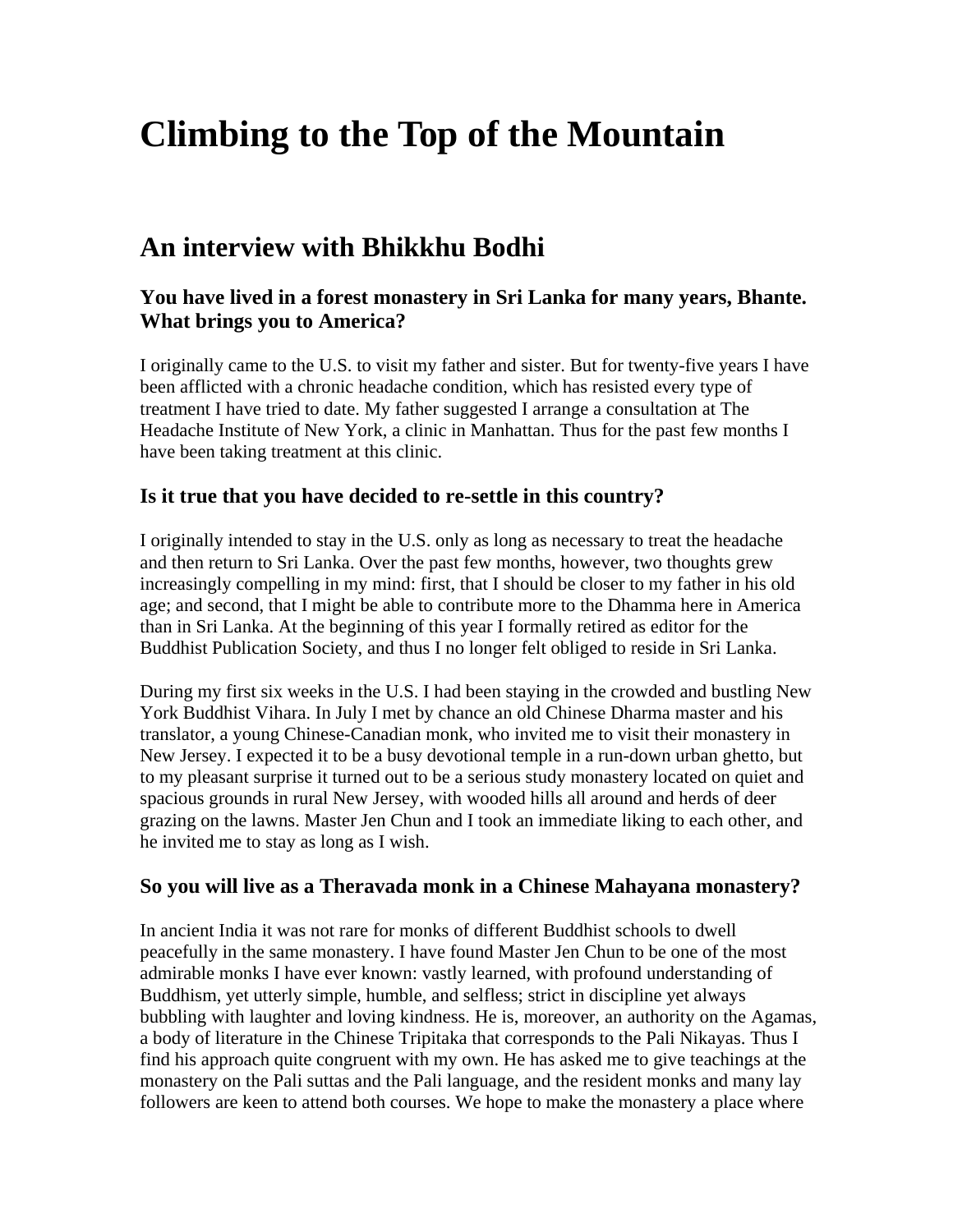# Climbing to the Top of the Mountain

## An interview with Bhikkhu Bodhi

### You have lived in a forest monastery in Sri Lanka for many years, Bhante. What brings you to America?

I originally came to the U.S. to visit my father and sister. But for twenty-five years I have been afflicted with a chronic headache condition, which has resisted every type of treatment I have tried to date. My father suggested I arrange a consultation at The Headache Institute of New York, a clinic in Manhattan. Thus for the past few months I have been taking treatment at this clinic.

### Is it true that you have decided to re-settle in this country?

I originally intended to stay in the U.S. only as long as necessary to treat the headache and then return to Sri Lanka. Over the past few months, however, two thoughts grew increasingly compelling in my mind: first, that I should be closer to my father in his old age; and second, that I might be able to contribute more to the Dhamma here in America than in Sri Lanka. At the beginning of this year I formally retired as editor for the Buddhist Publication Society, and thus I no longer felt obliged to reside in Sri Lanka.

During my first six weeks in the U.S. I had been staying in the crowded and bustling New York Buddhist Vihara. In July I met by chance an old Chinese Dharma master and his translator, a young Chinese-Canadian monk, who invited me to visit their monastery in New Jersey. I expected it to be a busy devotional temple in a run-down urban ghetto, but to my pleasant surprise it turned out to be a serious study monastery located on quiet and spacious grounds in rural New Jersey, with wooded hills all around and herds of deer grazing on the lawns. Master Jen Chun and I took an immediate liking to each other, and he invited me to stay as long as I wish.

### So you will live as a Theravada monk in a Chinese Mahayana monastery?

In ancient India it was not rare for monks of different Buddhist schools to dwell peacefully in the same monastery. I have found Master Jen Chun to be one of the most admirable monks I have ever known: vastly learned, with profound understanding of Buddhism, yet utterly simple, humble, and selfless; strict in discipline yet always bubbling with laughter and loving kindness. He is, moreover, an authority on the Agamas, a body of literature in the Chinese Tripitaka that corresponds to the Pali Nikayas. Thus I find his approach quite congruent with my own. He has asked me to give teachings at the monastery on the Pali suttas and the Pali language, and the resident monks and many lay followers are keen to attend both courses. We hope to make the monastery a place where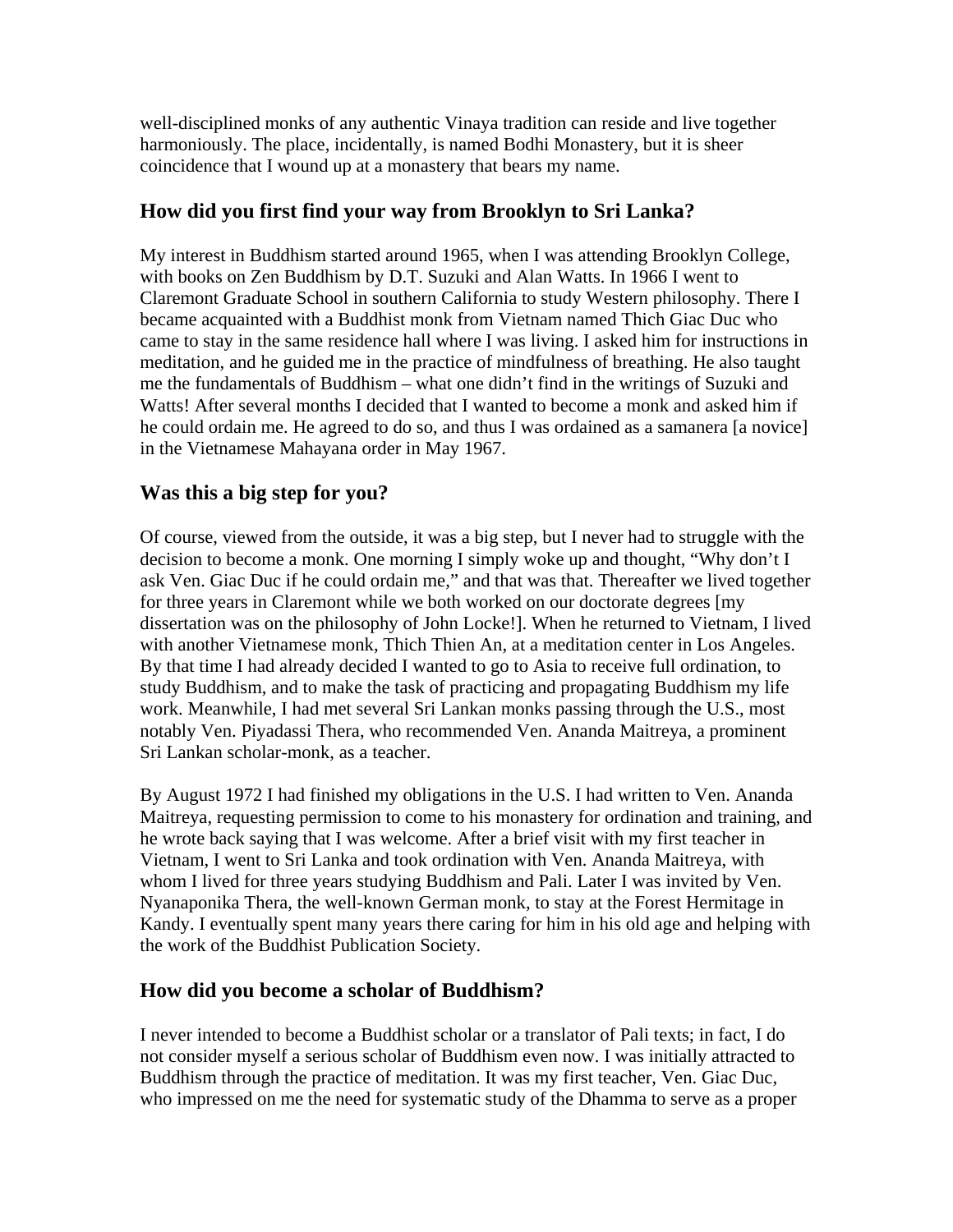well-disciplined monks of any authentic Vinaya tradition can reside and live together harmoniously. The place, incidentally, is named Bodhi Monastery, but it is sheer coincidence that I wound up at a monastery that bears my name.

## How did you first find your way from Brooklyn to Sri Lanka?

My interest in Buddhism started around 1965, when I was attending Brooklyn College, with books on Zen Buddhism by D.T. Suzuki and Alan Watts. In 1966 I went to Claremont Graduate School in southern California to study Western philosophy. There I became acquainted with a Buddhist monk from Vietnam named Thich Giac Duc who came to stay in the same residence hall where I was living. I asked him for instructions in meditation, and he guided me in the practice of mindfulness of breathing. He also taught me the fundamentals of Buddhism – what one didn't find in the writings of Suzuki and Watts! After several months I decided that I wanted to become a monk and asked him if he could ordain me. He agreed to do so, and thus I was ordained as a samanera [a novice] in the Vietnamese Mahayana order in May 1967.

## Was this a big step for you?

Of course, viewed from the outside, it was a big step, but I never had to struggle with the decision to become a monk. One morning I simply woke up and thought, "Why don't I ask Ven. Giac Duc if he could ordain me," and that was that. Thereafter we lived together for three years in Claremont while we both worked on our doctorate degrees [my dissertation was on the philosophy of John Locke!]. When he returned to Vietnam, I lived with another Vietnamese monk, Thich Thien An, at a meditation center in Los Angeles. By that time I had already decided I wanted to go to Asia to receive full ordination, to study Buddhism, and to make the task of practicing and propagating Buddhism my life work. Meanwhile, I had met several Sri Lankan monks passing through the U.S., most notably Ven. Piyadassi Thera, who recommended Ven. Ananda Maitreya, a prominent Sri Lankan scholar-monk, as a teacher.

By August 1972 I had finished my obligations in the U.S. I had written to Ven. Ananda Maitreya, requesting permission to come to his monastery for ordination and training, and he wrote back saying that I was welcome. After a brief visit with my first teacher in Vietnam, I went to Sri Lanka and took ordination with Ven. Ananda Maitreya, with whom I lived for three years studying Buddhism and Pali. Later I was invited by Ven. Nyanaponika Thera, the well-known German monk, to stay at the Forest Hermitage in Kandy. I eventually spent many years there caring for him in his old age and helping with the work of the Buddhist Publication Society.

## How did you become a scholar of Buddhism?

I never intended to become a Buddhist scholar or a translator of Pali texts; in fact, I do not consider myself a serious scholar of Buddhism even now. I was initially attracted to Buddhism through the practice of meditation. It was my first teacher, Ven. Giac Duc, who impressed on me the need for systematic study of the Dhamma to serve as a proper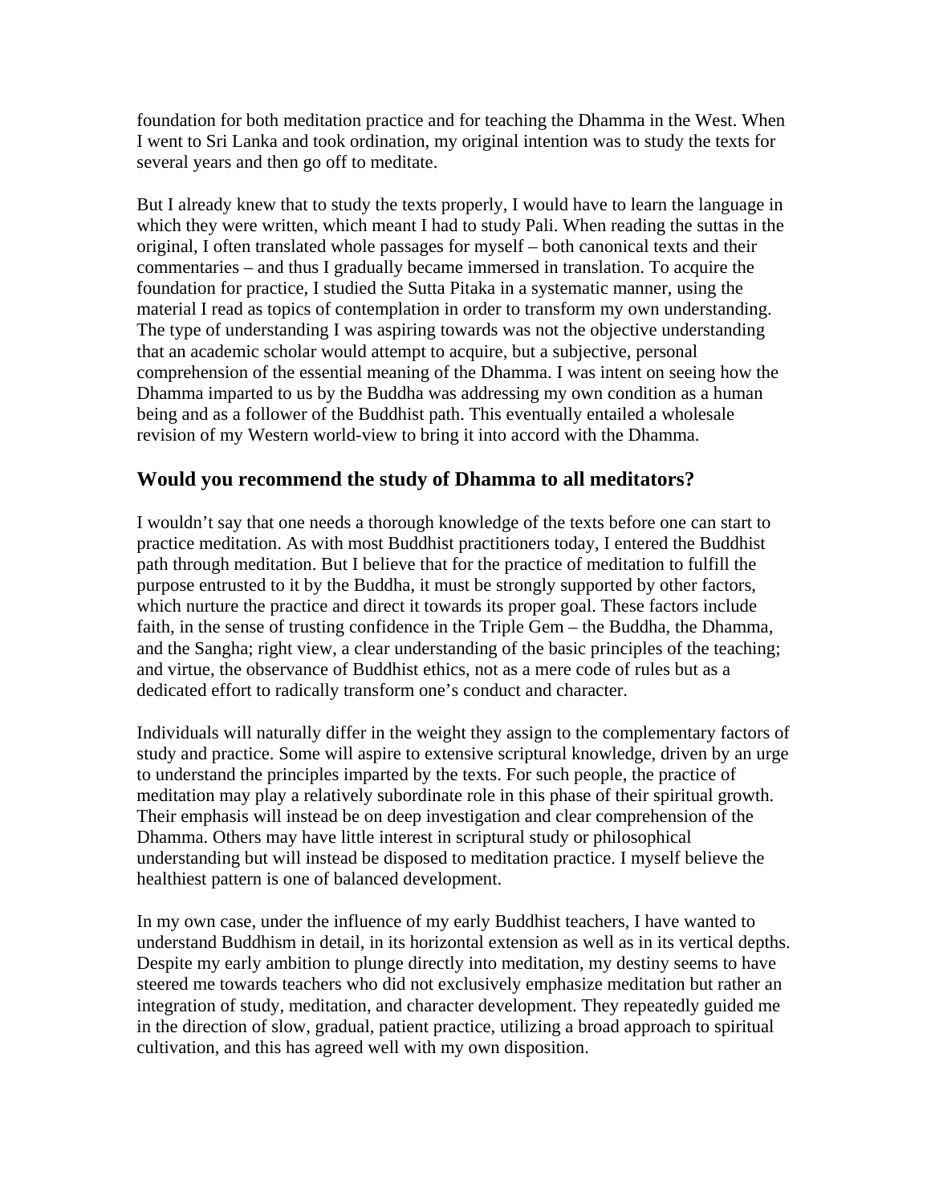foundation for both meditation practice and for teaching the Dhamma in the West. When I went to Sri Lanka and took ordination, my original intention was to study the texts for several years and then go off to meditate.

But I already knew that to study the texts properly, I would have to learn the language in which they were written, which meant I had to study Pali. When reading the suttas in the original, I often translated whole passages for myself – both canonical texts and their commentaries – and thus I gradually became immersed in translation. To acquire the foundation for practice, I studied the Sutta Pitaka in a systematic manner, using the material I read as topics of contemplation in order to transform my own understanding. The type of understanding I was aspiring towards was not the objective understanding that an academic scholar would attempt to acquire, but a subjective, personal comprehension of the essential meaning of the Dhamma. I was intent on seeing how the Dhamma imparted to us by the Buddha was addressing my own condition as a human being and as a follower of the Buddhist path. This eventually entailed a wholesale revision of my Western world-view to bring it into accord with the Dhamma.

## Would you recommend the study of Dhamma to all meditators?

I wouldn't say that one needs a thorough knowledge of the texts before one can start to practice meditation. As with most Buddhist practitioners today, I entered the Buddhist path through meditation. But I believe that for the practice of meditation to fulfill the purpose entrusted to it by the Buddha, it must be strongly supported by other factors, which nurture the practice and direct it towards its proper goal. These factors include faith, in the sense of trusting confidence in the Triple Gem – the Buddha, the Dhamma, and the Sangha; right view, a clear understanding of the basic principles of the teaching; and virtue, the observance of Buddhist ethics, not as a mere code of rules but as a dedicated effort to radically transform one's conduct and character.

Individuals will naturally differ in the weight they assign to the complementary factors of study and practice. Some will aspire to extensive scriptural knowledge, driven by an urge to understand the principles imparted by the texts. For such people, the practice of meditation may play a relatively subordinate role in this phase of their spiritual growth. Their emphasis will instead be on deep investigation and clear comprehension of the Dhamma. Others may have little interest in scriptural study or philosophical understanding but will instead be disposed to meditation practice. I myself believe the healthiest pattern is one of balanced development.

In my own case, under the influence of my early Buddhist teachers, I have wanted to understand Buddhism in detail, in its horizontal extension as well as in its vertical depths. Despite my early ambition to plunge directly into meditation, my destiny seems to have steered me towards teachers who did not exclusively emphasize meditation but rather an integration of study, meditation, and character development. They repeatedly guided me in the direction of slow, gradual, patient practice, utilizing a broad approach to spiritual cultivation, and this has agreed well with my own disposition.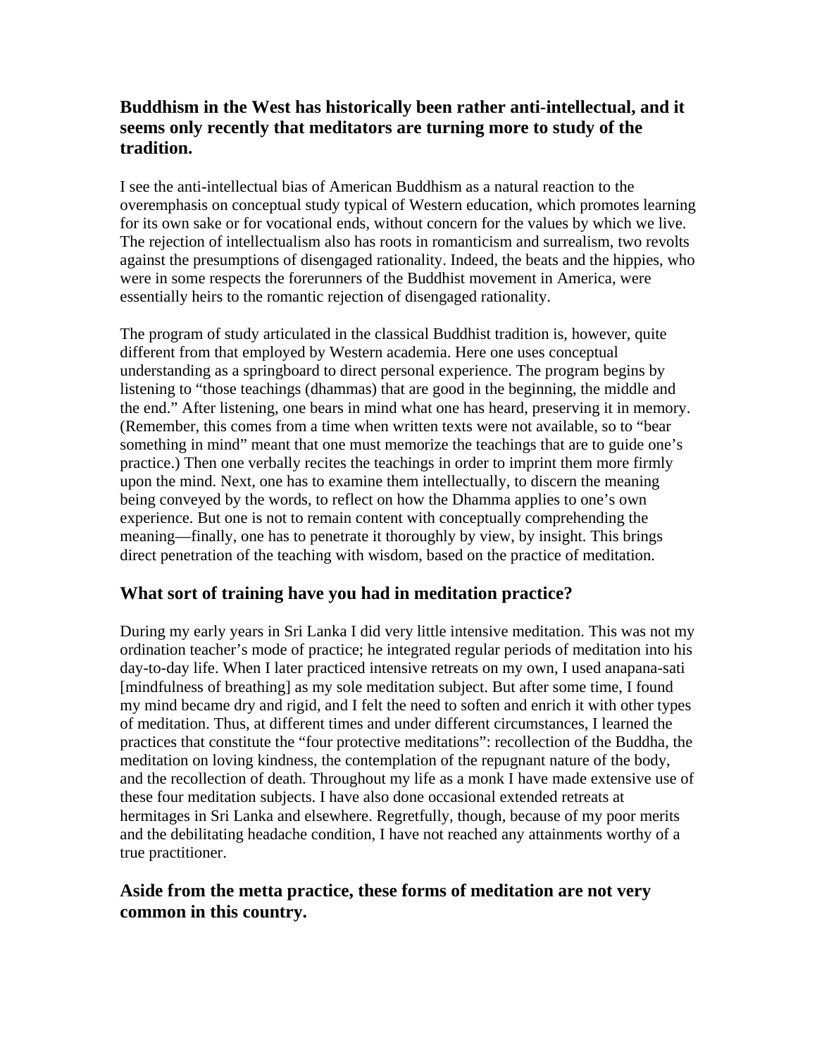### Buddhism in the West has historically been rather anti-intellectual, and it seems only recently that meditators are turning more to study of the tradition.

I see the anti-intellectual bias of American Buddhism as a natural reaction to the overemphasis on conceptual study typical of Western education, which promotes learning for its own sake or for vocational ends, without concern for the values by which we live. The rejection of intellectualism also has roots in romanticism and surrealism, two revolts against the presumptions of disengaged rationality. Indeed, the beats and the hippies, who were in some respects the forerunners of the Buddhist movement in America, were essentially heirs to the romantic rejection of disengaged rationality.

The program of study articulated in the classical Buddhist tradition is, however, quite different from that employed by Western academia. Here one uses conceptual understanding as a springboard to direct personal experience. The program begins by listening to "those teachings (dhammas) that are good in the beginning, the middle and the end." After listening, one bears in mind what one has heard, preserving it in memory. (Remember, this comes from a time when written texts were not available, so to "bear something in mind" meant that one must memorize the teachings that are to guide one's practice.) Then one verbally recites the teachings in order to imprint them more firmly upon the mind. Next, one has to examine them intellectually, to discern the meaning being conveyed by the words, to reflect on how the Dhamma applies to one's own experience. But one is not to remain content with conceptually comprehending the meaning—finally, one has to penetrate it thoroughly by view, by insight. This brings direct penetration of the teaching with wisdom, based on the practice of meditation.

### What sort of training have you had in meditation practice?

During my early years in Sri Lanka I did very little intensive meditation. This was not my ordination teacher's mode of practice; he integrated regular periods of meditation into his day-to-day life. When I later practiced intensive retreats on my own, I used anapana-sati [mindfulness of breathing] as my sole meditation subject. But after some time, I found my mind became dry and rigid, and I felt the need to soften and enrich it with other types of meditation. Thus, at different times and under different circumstances, I learned the practices that constitute the "four protective meditations": recollection of the Buddha, the meditation on loving kindness, the contemplation of the repugnant nature of the body, and the recollection of death. Throughout my life as a monk I have made extensive use of these four meditation subjects. I have also done occasional extended retreats at hermitages in Sri Lanka and elsewhere. Regretfully, though, because of my poor merits and the debilitating headache condition, I have not reached any attainments worthy of a true practitioner.

### Aside from the metta practice, these forms of meditation are not very common in this country.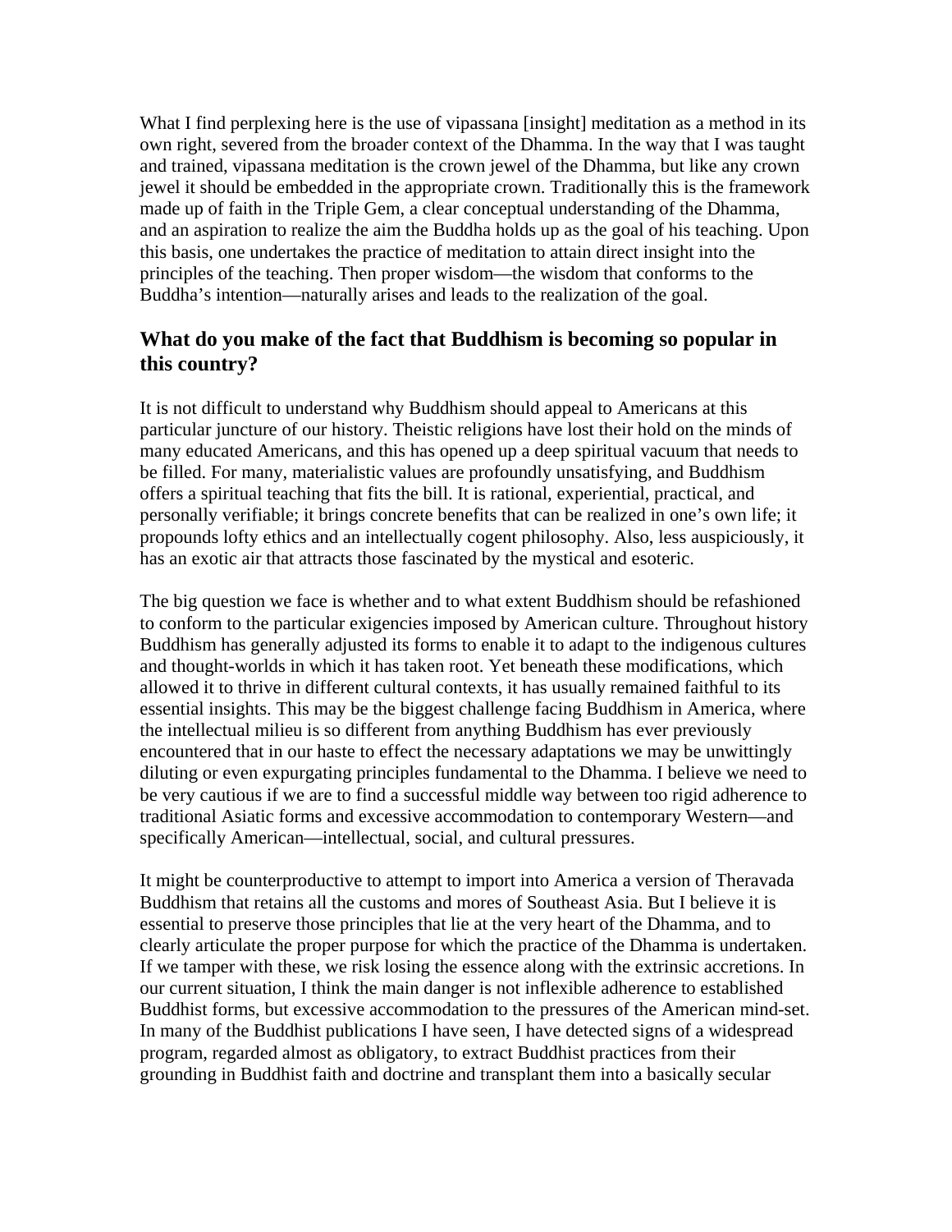What I find perplexing here is the use of vipassana [insight] meditation as a method in its own right, severed from the broader context of the Dhamma. In the way that I was taught and trained, vipassana meditation is the crown jewel of the Dhamma, but like any crown jewel it should be embedded in the appropriate crown. Traditionally this is the framework made up of faith in the Triple Gem, a clear conceptual understanding of the Dhamma, and an aspiration to realize the aim the Buddha holds up as the goal of his teaching. Upon this basis, one undertakes the practice of meditation to attain direct insight into the principles of the teaching. Then proper wisdom—the wisdom that conforms to the Buddha's intention—naturally arises and leads to the realization of the goal.

### What do you make of the fact that Buddhism is becoming so popular in this country?

It is not difficult to understand why Buddhism should appeal to Americans at this particular juncture of our history. Theistic religions have lost their hold on the minds of many educated Americans, and this has opened up a deep spiritual vacuum that needs to be filled. For many, materialistic values are profoundly unsatisfying, and Buddhism offers a spiritual teaching that fits the bill. It is rational, experiential, practical, and personally verifiable; it brings concrete benefits that can be realized in one's own life; it propounds lofty ethics and an intellectually cogent philosophy. Also, less auspiciously, it has an exotic air that attracts those fascinated by the mystical and esoteric.

The big question we face is whether and to what extent Buddhism should be refashioned to conform to the particular exigencies imposed by American culture. Throughout history Buddhism has generally adjusted its forms to enable it to adapt to the indigenous cultures and thought-worlds in which it has taken root. Yet beneath these modifications, which allowed it to thrive in different cultural contexts, it has usually remained faithful to its essential insights. This may be the biggest challenge facing Buddhism in America, where the intellectual milieu is so different from anything Buddhism has ever previously encountered that in our haste to effect the necessary adaptations we may be unwittingly diluting or even expurgating principles fundamental to the Dhamma. I believe we need to be very cautious if we are to find a successful middle way between too rigid adherence to traditional Asiatic forms and excessive accommodation to contemporary Western—and specifically American—intellectual, social, and cultural pressures.

It might be counterproductive to attempt to import into America a version of Theravada Buddhism that retains all the customs and mores of Southeast Asia. But I believe it is essential to preserve those principles that lie at the very heart of the Dhamma, and to clearly articulate the proper purpose for which the practice of the Dhamma is undertaken. If we tamper with these, we risk losing the essence along with the extrinsic accretions. In our current situation, I think the main danger is not inflexible adherence to established Buddhist forms, but excessive accommodation to the pressures of the American mind-set. In many of the Buddhist publications I have seen, I have detected signs of a widespread program, regarded almost as obligatory, to extract Buddhist practices from their grounding in Buddhist faith and doctrine and transplant them into a basically secular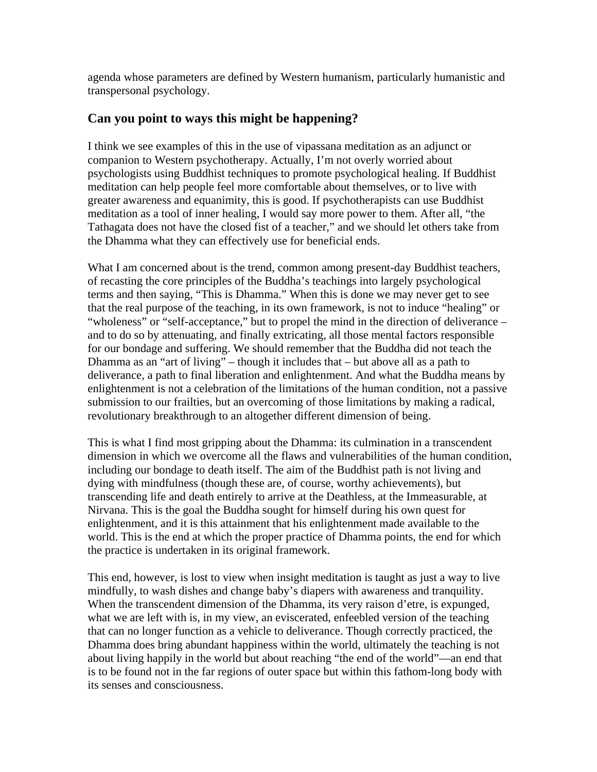agenda whose parameters are defined by Western humanism, particularly humanistic and transpersonal psychology.

## Can you point to ways this might be happening?

I think we see examples of this in the use of vipassana meditation as an adjunct or companion to Western psychotherapy. Actually, I'm not overly worried about psychologists using Buddhist techniques to promote psychological healing. If Buddhist meditation can help people feel more comfortable about themselves, or to live with greater awareness and equanimity, this is good. If psychotherapists can use Buddhist meditation as a tool of inner healing, I would say more power to them. After all, "the Tathagata does not have the closed fist of a teacher," and we should let others take from the Dhamma what they can effectively use for beneficial ends.

What I am concerned about is the trend, common among present-day Buddhist teachers, of recasting the core principles of the Buddha's teachings into largely psychological terms and then saying, "This is Dhamma." When this is done we may never get to see that the real purpose of the teaching, in its own framework, is not to induce "healing" or "wholeness" or "self-acceptance," but to propel the mind in the direction of deliverance – and to do so by attenuating, and finally extricating, all those mental factors responsible for our bondage and suffering. We should remember that the Buddha did not teach the Dhamma as an "art of living" – though it includes that – but above all as a path to deliverance, a path to final liberation and enlightenment. And what the Buddha means by enlightenment is not a celebration of the limitations of the human condition, not a passive submission to our frailties, but an overcoming of those limitations by making a radical, revolutionary breakthrough to an altogether different dimension of being.

This is what I find most gripping about the Dhamma: its culmination in a transcendent dimension in which we overcome all the flaws and vulnerabilities of the human condition, including our bondage to death itself. The aim of the Buddhist path is not living and dying with mindfulness (though these are, of course, worthy achievements), but transcending life and death entirely to arrive at the Deathless, at the Immeasurable, at Nirvana. This is the goal the Buddha sought for himself during his own quest for enlightenment, and it is this attainment that his enlightenment made available to the world. This is the end at which the proper practice of Dhamma points, the end for which the practice is undertaken in its original framework.

This end, however, is lost to view when insight meditation is taught as just a way to live mindfully, to wash dishes and change baby's diapers with awareness and tranquility. When the transcendent dimension of the Dhamma, its very raison d'etre, is expunged, what we are left with is, in my view, an eviscerated, enfeebled version of the teaching that can no longer function as a vehicle to deliverance. Though correctly practiced, the Dhamma does bring abundant happiness within the world, ultimately the teaching is not about living happily in the world but about reaching "the end of the world"—an end that is to be found not in the far regions of outer space but within this fathom-long body with its senses and consciousness.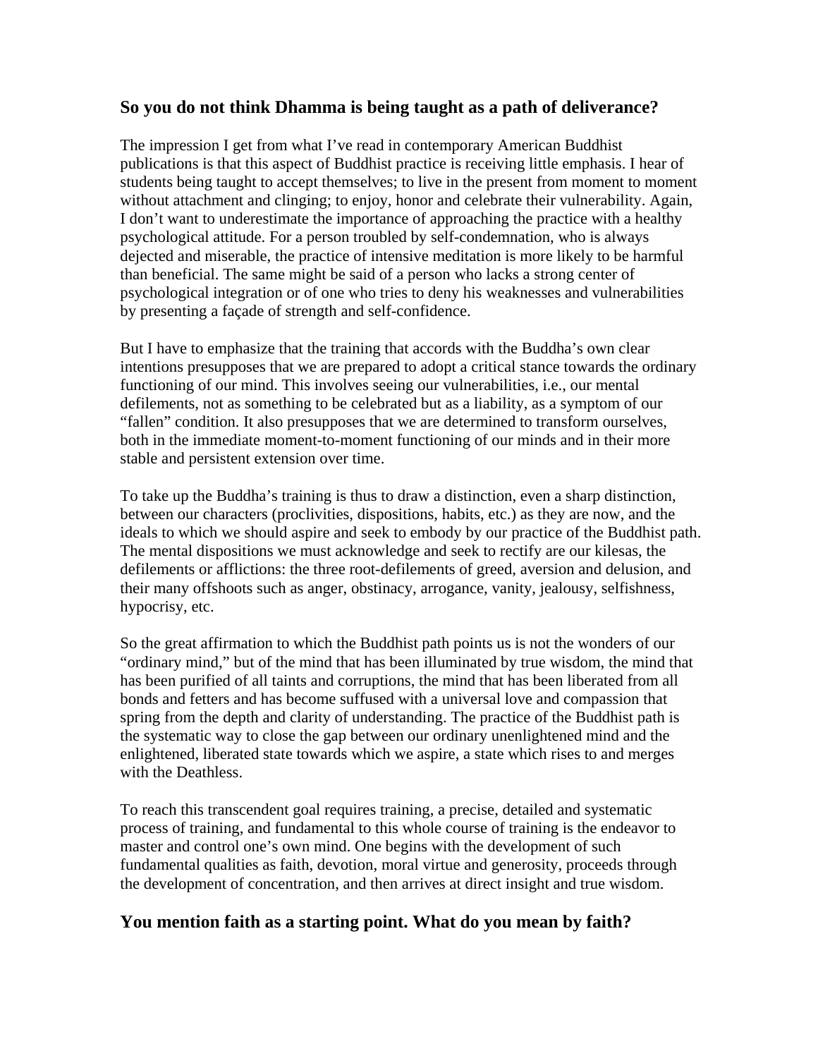## So you do not think Dhamma is being taught as a path of deliverance?

The impression I get from what I've read in contemporary American Buddhist publications is that this aspect of Buddhist practice is receiving little emphasis. I hear of students being taught to accept themselves; to live in the present from moment to moment without attachment and clinging; to enjoy, honor and celebrate their vulnerability. Again, I don't want to underestimate the importance of approaching the practice with a healthy psychological attitude. For a person troubled by self-condemnation, who is always dejected and miserable, the practice of intensive meditation is more likely to be harmful than beneficial. The same might be said of a person who lacks a strong center of psychological integration or of one who tries to deny his weaknesses and vulnerabilities by presenting a façade of strength and self-confidence.

But I have to emphasize that the training that accords with the Buddha's own clear intentions presupposes that we are prepared to adopt a critical stance towards the ordinary functioning of our mind. This involves seeing our vulnerabilities, i.e., our mental defilements, not as something to be celebrated but as a liability, as a symptom of our "fallen" condition. It also presupposes that we are determined to transform ourselves, both in the immediate moment-to-moment functioning of our minds and in their more stable and persistent extension over time.

To take up the Buddha's training is thus to draw a distinction, even a sharp distinction, between our characters (proclivities, dispositions, habits, etc.) as they are now, and the ideals to which we should aspire and seek to embody by our practice of the Buddhist path. The mental dispositions we must acknowledge and seek to rectify are our kilesas, the defilements or afflictions: the three root-defilements of greed, aversion and delusion, and their many offshoots such as anger, obstinacy, arrogance, vanity, jealousy, selfishness, hypocrisy, etc.

So the great affirmation to which the Buddhist path points us is not the wonders of our "ordinary mind," but of the mind that has been illuminated by true wisdom, the mind that has been purified of all taints and corruptions, the mind that has been liberated from all bonds and fetters and has become suffused with a universal love and compassion that spring from the depth and clarity of understanding. The practice of the Buddhist path is the systematic way to close the gap between our ordinary unenlightened mind and the enlightened, liberated state towards which we aspire, a state which rises to and merges with the Deathless.

To reach this transcendent goal requires training, a precise, detailed and systematic process of training, and fundamental to this whole course of training is the endeavor to master and control one's own mind. One begins with the development of such fundamental qualities as faith, devotion, moral virtue and generosity, proceeds through the development of concentration, and then arrives at direct insight and true wisdom.

## You mention faith as a starting point. What do you mean by faith?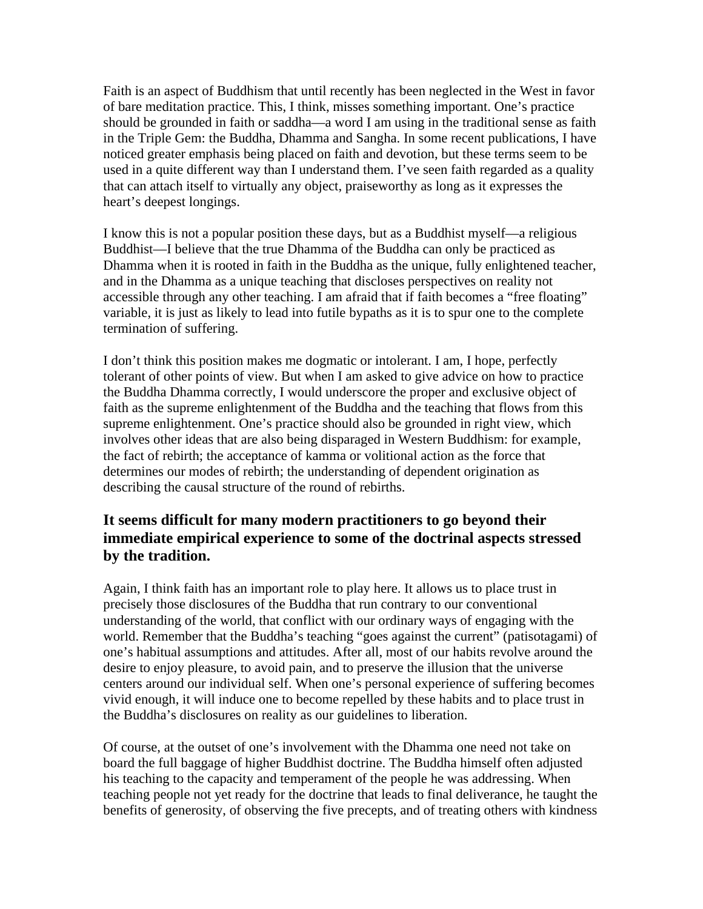Faith is an aspect of Buddhism that until recently has been neglected in the West in favor of bare meditation practice. This, I think, misses something important. One's practice should be grounded in faith or saddha—a word I am using in the traditional sense as faith in the Triple Gem: the Buddha, Dhamma and Sangha. In some recent publications, I have noticed greater emphasis being placed on faith and devotion, but these terms seem to be used in a quite different way than I understand them. I've seen faith regarded as a quality that can attach itself to virtually any object, praiseworthy as long as it expresses the heart's deepest longings.

I know this is not a popular position these days, but as a Buddhist myself—a religious Buddhist—I believe that the true Dhamma of the Buddha can only be practiced as Dhamma when it is rooted in faith in the Buddha as the unique, fully enlightened teacher, and in the Dhamma as a unique teaching that discloses perspectives on reality not accessible through any other teaching. I am afraid that if faith becomes a "free floating" variable, it is just as likely to lead into futile bypaths as it is to spur one to the complete termination of suffering.

I don't think this position makes me dogmatic or intolerant. I am, I hope, perfectly tolerant of other points of view. But when I am asked to give advice on how to practice the Buddha Dhamma correctly, I would underscore the proper and exclusive object of faith as the supreme enlightenment of the Buddha and the teaching that flows from this supreme enlightenment. One's practice should also be grounded in right view, which involves other ideas that are also being disparaged in Western Buddhism: for example, the fact of rebirth; the acceptance of kamma or volitional action as the force that determines our modes of rebirth; the understanding of dependent origination as describing the causal structure of the round of rebirths.

### It seems difficult for many modern practitioners to go beyond their immediate empirical experience to some of the doctrinal aspects stressed by the tradition.

Again, I think faith has an important role to play here. It allows us to place trust in precisely those disclosures of the Buddha that run contrary to our conventional understanding of the world, that conflict with our ordinary ways of engaging with the world. Remember that the Buddha's teaching "goes against the current" (patisotagami) of one's habitual assumptions and attitudes. After all, most of our habits revolve around the desire to enjoy pleasure, to avoid pain, and to preserve the illusion that the universe centers around our individual self. When one's personal experience of suffering becomes vivid enough, it will induce one to become repelled by these habits and to place trust in the Buddha's disclosures on reality as our guidelines to liberation.

Of course, at the outset of one's involvement with the Dhamma one need not take on board the full baggage of higher Buddhist doctrine. The Buddha himself often adjusted his teaching to the capacity and temperament of the people he was addressing. When teaching people not yet ready for the doctrine that leads to final deliverance, he taught the benefits of generosity, of observing the five precepts, and of treating others with kindness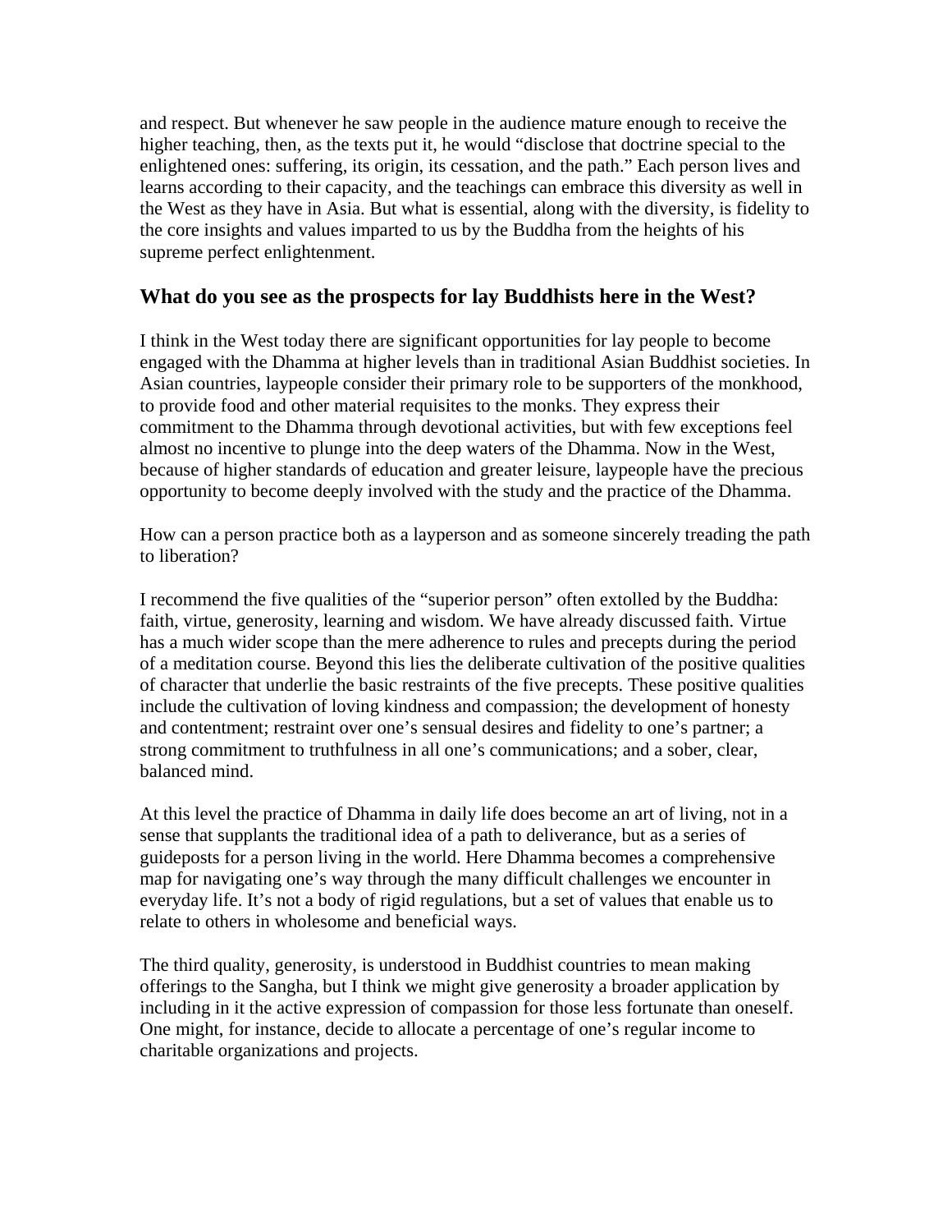and respect. But whenever he saw people in the audience mature enough to receive the higher teaching, then, as the texts put it, he would "disclose that doctrine special to the enlightened ones: suffering, its origin, its cessation, and the path." Each person lives and learns according to their capacity, and the teachings can embrace this diversity as well in the West as they have in Asia. But what is essential, along with the diversity, is fidelity to the core insights and values imparted to us by the Buddha from the heights of his supreme perfect enlightenment.

### What do you see as the prospects for lay Buddhists here in the West?

I think in the West today there are significant opportunities for lay people to become engaged with the Dhamma at higher levels than in traditional Asian Buddhist societies. In Asian countries, laypeople consider their primary role to be supporters of the monkhood, to provide food and other material requisites to the monks. They express their commitment to the Dhamma through devotional activities, but with few exceptions feel almost no incentive to plunge into the deep waters of the Dhamma. Now in the West, because of higher standards of education and greater leisure, laypeople have the precious opportunity to become deeply involved with the study and the practice of the Dhamma.

How can a person practice both as a layperson and as someone sincerely treading the path to liberation?

I recommend the five qualities of the "superior person" often extolled by the Buddha: faith, virtue, generosity, learning and wisdom. We have already discussed faith. Virtue has a much wider scope than the mere adherence to rules and precepts during the period of a meditation course. Beyond this lies the deliberate cultivation of the positive qualities of character that underlie the basic restraints of the five precepts. These positive qualities include the cultivation of loving kindness and compassion; the development of honesty and contentment; restraint over one's sensual desires and fidelity to one's partner; a strong commitment to truthfulness in all one's communications; and a sober, clear, balanced mind.

At this level the practice of Dhamma in daily life does become an art of living, not in a sense that supplants the traditional idea of a path to deliverance, but as a series of guideposts for a person living in the world. Here Dhamma becomes a comprehensive map for navigating one's way through the many difficult challenges we encounter in everyday life. It's not a body of rigid regulations, but a set of values that enable us to relate to others in wholesome and beneficial ways.

The third quality, generosity, is understood in Buddhist countries to mean making offerings to the Sangha, but I think we might give generosity a broader application by including in it the active expression of compassion for those less fortunate than oneself. One might, for instance, decide to allocate a percentage of one's regular income to charitable organizations and projects.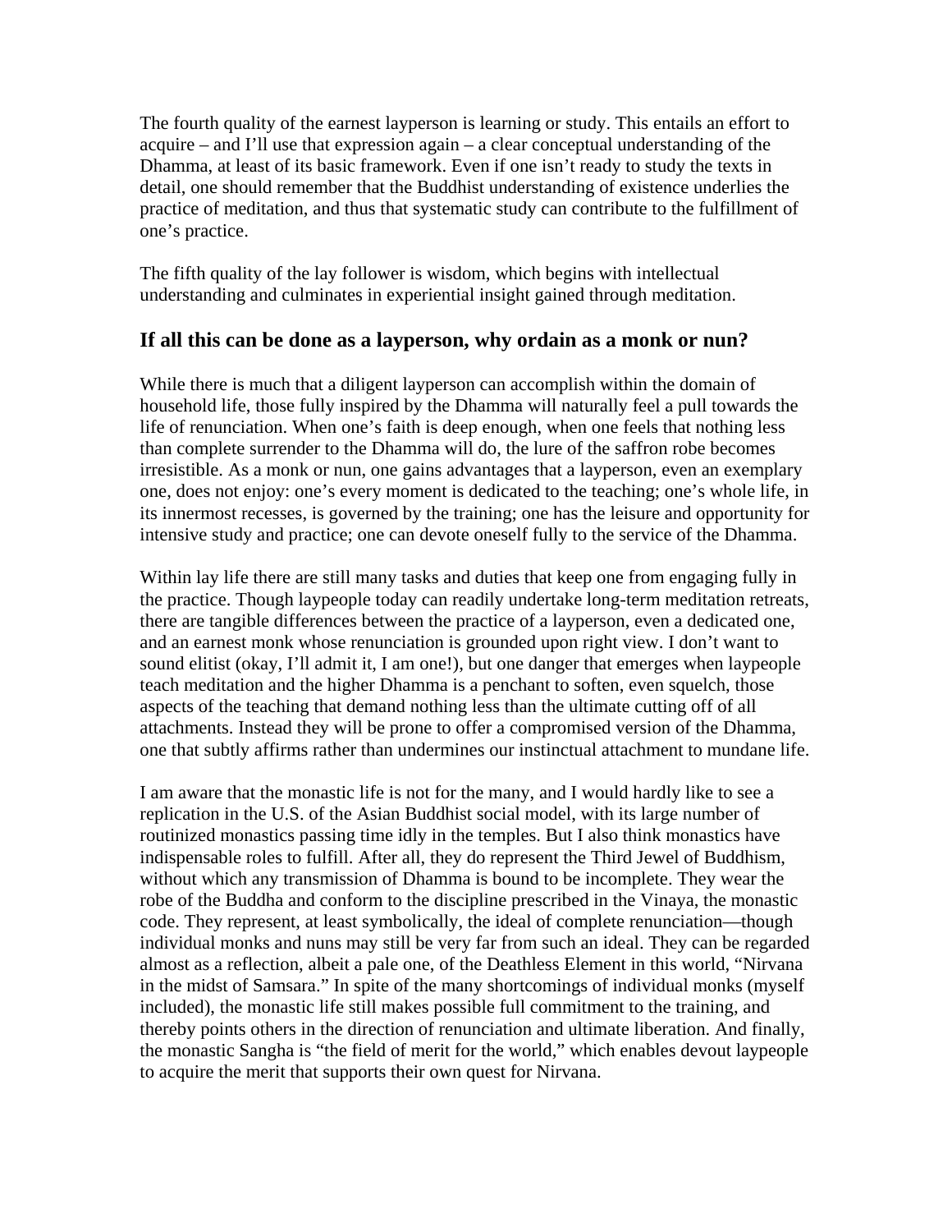The fourth quality of the earnest layperson is learning or study. This entails an effort to acquire – and I'll use that expression again – a clear conceptual understanding of the Dhamma, at least of its basic framework. Even if one isn't ready to study the texts in detail, one should remember that the Buddhist understanding of existence underlies the practice of meditation, and thus that systematic study can contribute to the fulfillment of one's practice.

The fifth quality of the lay follower is wisdom, which begins with intellectual understanding and culminates in experiential insight gained through meditation.

### If all this can be done as a layperson, why ordain as a monk or nun?

While there is much that a diligent layperson can accomplish within the domain of household life, those fully inspired by the Dhamma will naturally feel a pull towards the life of renunciation. When one's faith is deep enough, when one feels that nothing less than complete surrender to the Dhamma will do, the lure of the saffron robe becomes irresistible. As a monk or nun, one gains advantages that a layperson, even an exemplary one, does not enjoy: one's every moment is dedicated to the teaching; one's whole life, in its innermost recesses, is governed by the training; one has the leisure and opportunity for intensive study and practice; one can devote oneself fully to the service of the Dhamma.

Within lay life there are still many tasks and duties that keep one from engaging fully in the practice. Though laypeople today can readily undertake long-term meditation retreats, there are tangible differences between the practice of a layperson, even a dedicated one, and an earnest monk whose renunciation is grounded upon right view. I don't want to sound elitist (okay, I'll admit it, I am one!), but one danger that emerges when laypeople teach meditation and the higher Dhamma is a penchant to soften, even squelch, those aspects of the teaching that demand nothing less than the ultimate cutting off of all attachments. Instead they will be prone to offer a compromised version of the Dhamma, one that subtly affirms rather than undermines our instinctual attachment to mundane life.

I am aware that the monastic life is not for the many, and I would hardly like to see a replication in the U.S. of the Asian Buddhist social model, with its large number of routinized monastics passing time idly in the temples. But I also think monastics have indispensable roles to fulfill. After all, they do represent the Third Jewel of Buddhism, without which any transmission of Dhamma is bound to be incomplete. They wear the robe of the Buddha and conform to the discipline prescribed in the Vinaya, the monastic code. They represent, at least symbolically, the ideal of complete renunciation—though individual monks and nuns may still be very far from such an ideal. They can be regarded almost as a reflection, albeit a pale one, of the Deathless Element in this world, "Nirvana in the midst of Samsara." In spite of the many shortcomings of individual monks (myself included), the monastic life still makes possible full commitment to the training, and thereby points others in the direction of renunciation and ultimate liberation. And finally, the monastic Sangha is "the field of merit for the world," which enables devout laypeople to acquire the merit that supports their own quest for Nirvana.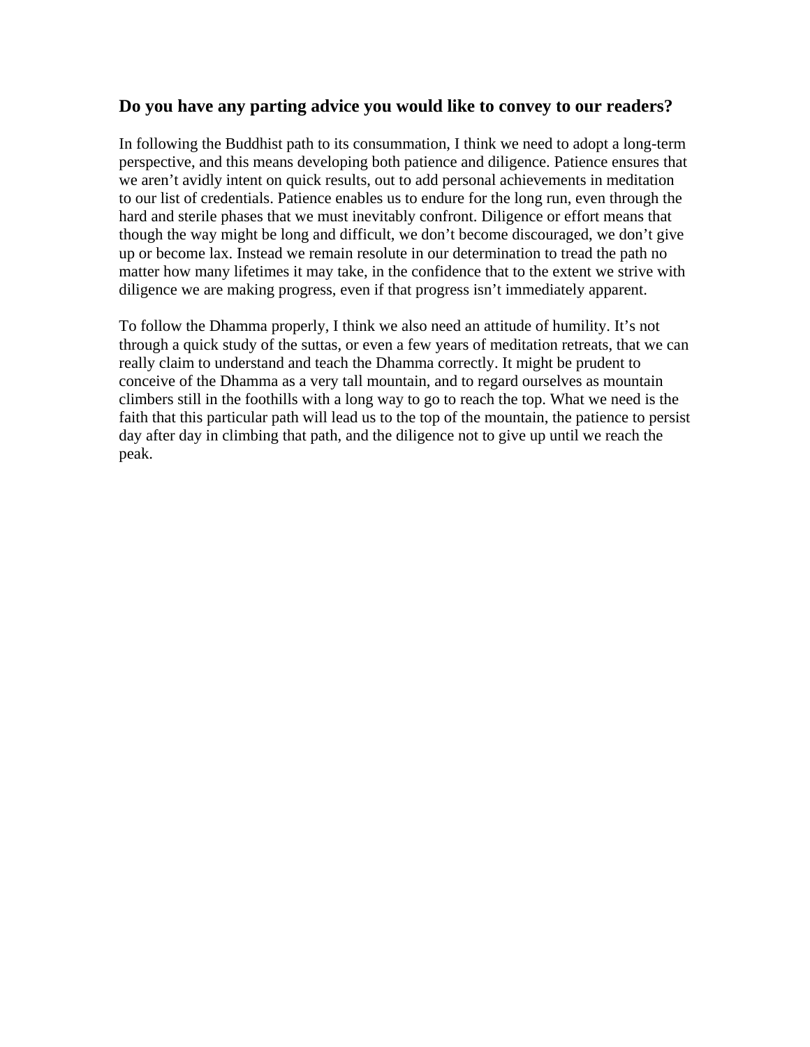### Do you have any parting advice you would like to convey to our readers?

In following the Buddhist path to its consummation, I think we need to adopt a long-term perspective, and this means developing both patience and diligence. Patience ensures that we aren't avidly intent on quick results, out to add personal achievements in meditation to our list of credentials. Patience enables us to endure for the long run, even through the hard and sterile phases that we must inevitably confront. Diligence or effort means that though the way might be long and difficult, we don't become discouraged, we don't give up or become lax. Instead we remain resolute in our determination to tread the path no matter how many lifetimes it may take, in the confidence that to the extent we strive with diligence we are making progress, even if that progress isn't immediately apparent.

To follow the Dhamma properly, I think we also need an attitude of humility. It's not through a quick study of the suttas, or even a few years of meditation retreats, that we can really claim to understand and teach the Dhamma correctly. It might be prudent to conceive of the Dhamma as a very tall mountain, and to regard ourselves as mountain climbers still in the foothills with a long way to go to reach the top. What we need is the faith that this particular path will lead us to the top of the mountain, the patience to persist day after day in climbing that path, and the diligence not to give up until we reach the peak.